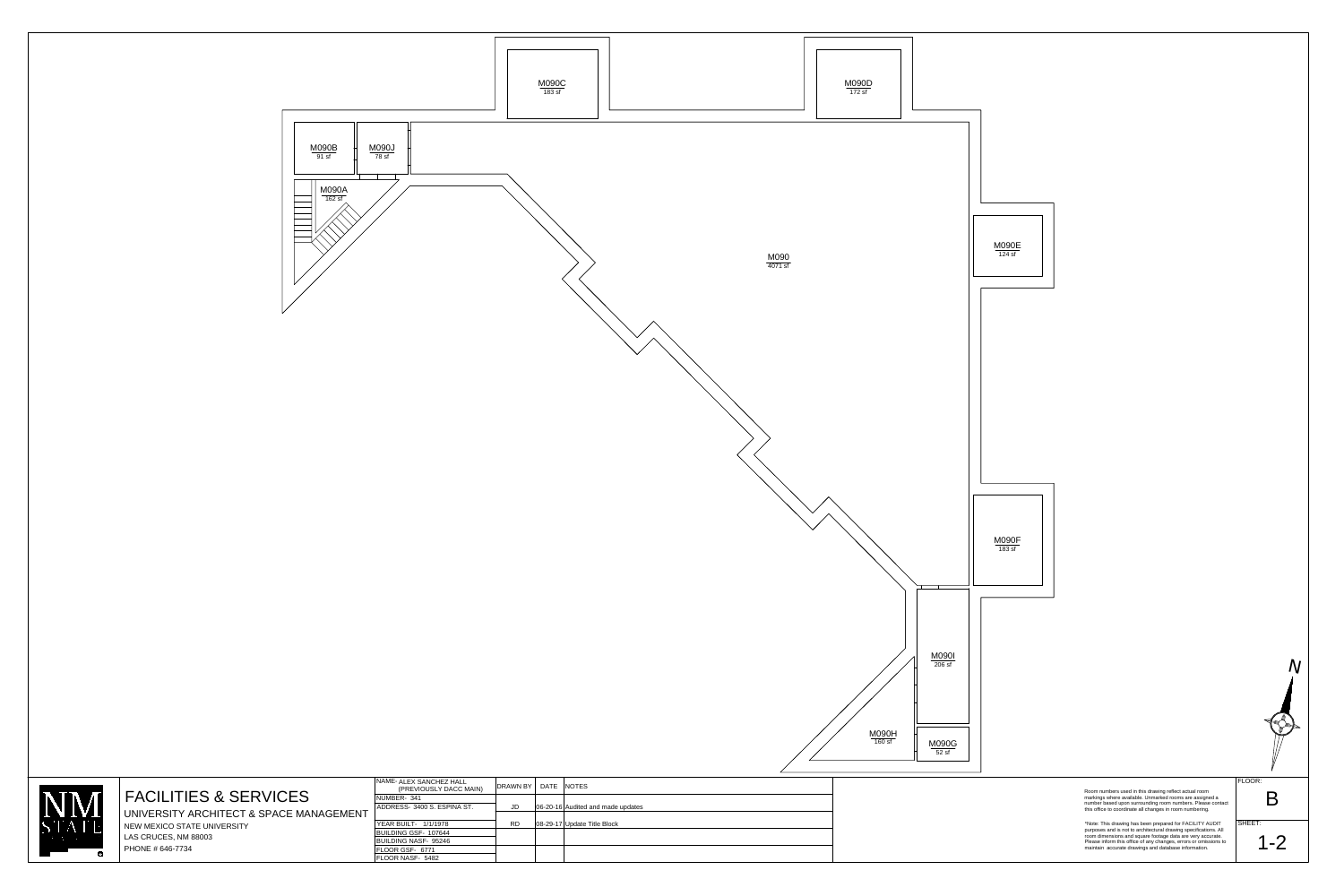M090C
183 sf

M090D
172 sf

M090B
91 sf

M090J
78 sf

M090A
162 sf

M090
4071 sf

M090E
124 sf

M090F
183 sf

M090I
206 sf

M090H
160 sf

M090G
52 sf

N

# FACILITIES & SERVICES

UNIVERSITY ARCHITECT & SPACE MANAGEMENT

NEW MEXICO STATE UNIVERSITY
LAS CRUCES, NM 88003
PHONE # 646-7734

| | DRAWN BY | DATE | NOTES |
|---|---|---|---|
| NAME- ALEX SANCHEZ HALL (PREVIOUSLY DACC MAIN) | | | |
| NUMBER- 341 | | | |
| ADDRESS- 3400 S. ESPINA ST. | JD | 06-20-16 | Audited and made updates |
| YEAR BUILT- 1/1/1978 | RD | 08-29-17 | Update Title Block |
| BUILDING GSF- 107644 | | | |
| BUILDING NASF- 95246 | | | |
| FLOOR GSF- 6771 | | | |
| FLOOR NASF- 5482 | | | |

Room numbers used in this drawing reflect actual room markings where available. Unmarked rooms are assigned a number based upon surrounding room numbers. Please contact this office to coordinate all changes in room numbering.

*Note: This drawing has been prepared for FACILITY AUDIT purposes and is not to architectural drawing specifications. All room dimensions and square footage data are very accurate. Please inform this office of any changes, errors or omissions to maintain accurate drawings and database information.

FLOOR: B

SHEET: 1-2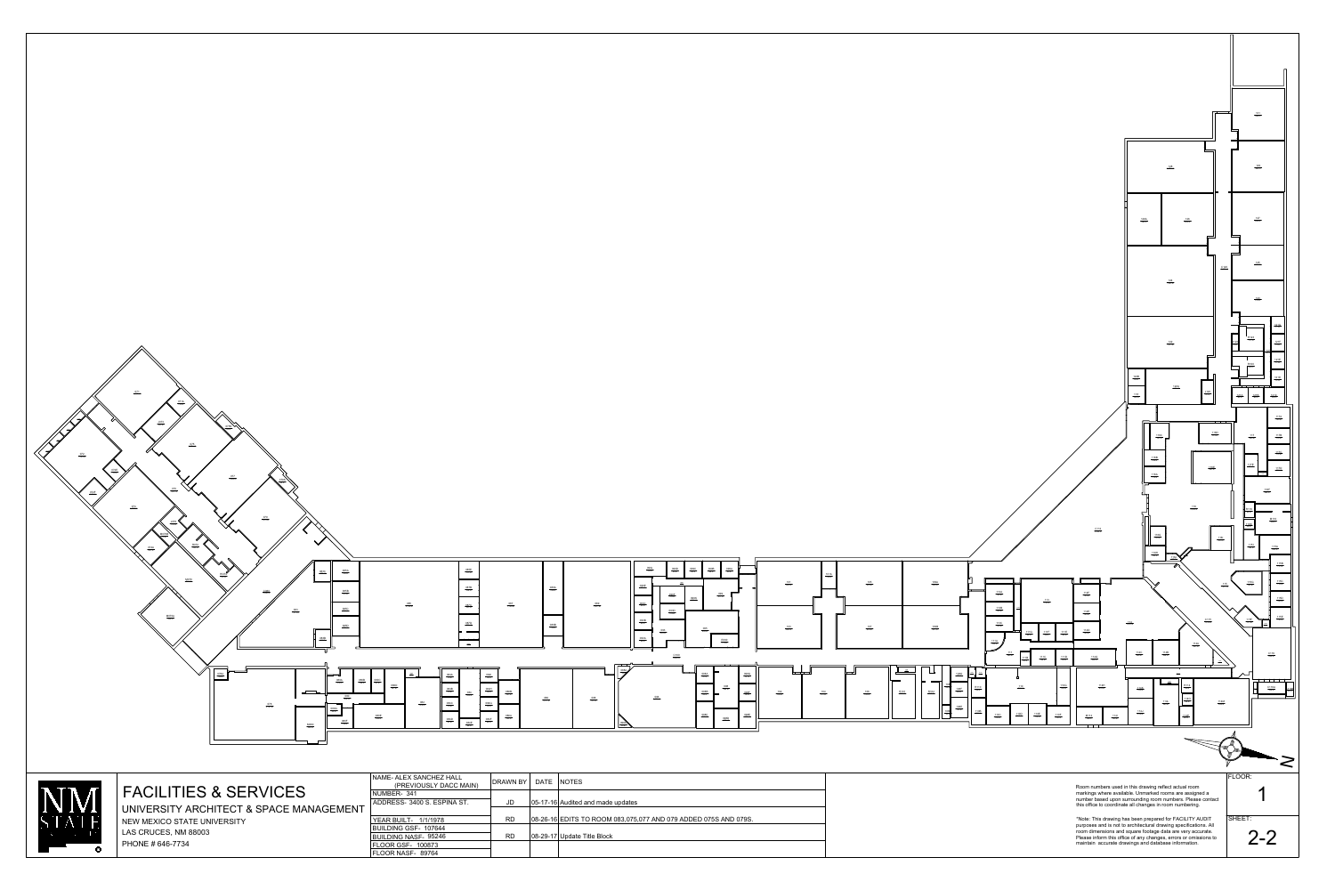# FACILITIES & SERVICES

UNIVERSITY ARCHITECT & SPACE MANAGEMENT

NEW MEXICO STATE UNIVERSITY

LAS CRUCES, NM 88003

PHONE # 646-7734

| | | | |
|---|---|---|---|
| NAME- ALEX SANCHEZ HALL (PREVIOUSLY DACC MAIN) | DRAWN BY | DATE | NOTES |
| NUMBER- 341 | | | |
| ADDRESS- 3400 S. ESPINA ST. | JD | 05-17-16 | Audited and made updates |
| YEAR BUILT- 1/1/1978 | RD | 08-26-16 | EDITS TO ROOM 083,075,077 AND 079 ADDED 075S AND 079S. |
| BUILDING GSF- 107644 | | | |
| BUILDING NASF- 95246 | RD | 08-29-17 | Update Title Block |
| FLOOR GSF- 100873 | | | |
| FLOOR NASF- 89764 | | | |

Room numbers used in this drawing reflect actual room markings where available. Unmarked rooms are assigned a number based upon surrounding room numbers. Please contact this office to coordinate all changes in room numbering.

*Note: This drawing has been prepared for FACILITY AUDIT purposes and is not to architectural drawing specifications. All room dimensions and square footage data are very accurate. Please inform this office of any changes, errors or omissions to maintain accurate drawings and database information.

FLOOR: 1

SHEET: 2-2